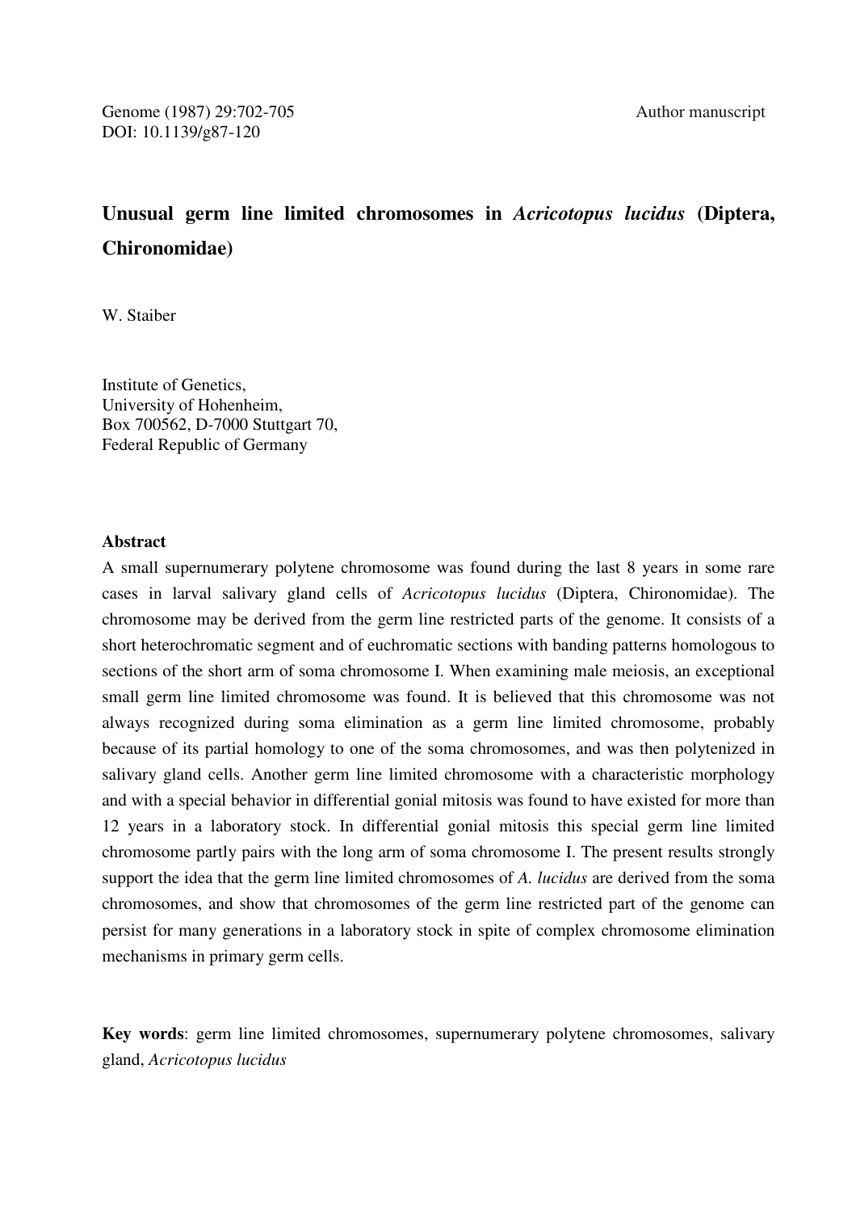Genome (1987) 29:702-705
DOI: 10.1139/g87-120

Author manuscript

# Unusual germ line limited chromosomes in *Acricotopus lucidus* (Diptera, Chironomidae)

W. Staiber

Institute of Genetics,
University of Hohenheim,
Box 700562, D-7000 Stuttgart 70,
Federal Republic of Germany

## Abstract

A small supernumerary polytene chromosome was found during the last 8 years in some rare cases in larval salivary gland cells of *Acricotopus lucidus* (Diptera, Chironomidae). The chromosome may be derived from the germ line restricted parts of the genome. It consists of a short heterochromatic segment and of euchromatic sections with banding patterns homologous to sections of the short arm of soma chromosome I. When examining male meiosis, an exceptional small germ line limited chromosome was found. It is believed that this chromosome was not always recognized during soma elimination as a germ line limited chromosome, probably because of its partial homology to one of the soma chromosomes, and was then polytenized in salivary gland cells. Another germ line limited chromosome with a characteristic morphology and with a special behavior in differential gonial mitosis was found to have existed for more than 12 years in a laboratory stock. In differential gonial mitosis this special germ line limited chromosome partly pairs with the long arm of soma chromosome I. The present results strongly support the idea that the germ line limited chromosomes of *A. lucidus* are derived from the soma chromosomes, and show that chromosomes of the germ line restricted part of the genome can persist for many generations in a laboratory stock in spite of complex chromosome elimination mechanisms in primary germ cells.

**Key words**: germ line limited chromosomes, supernumerary polytene chromosomes, salivary gland, *Acricotopus lucidus*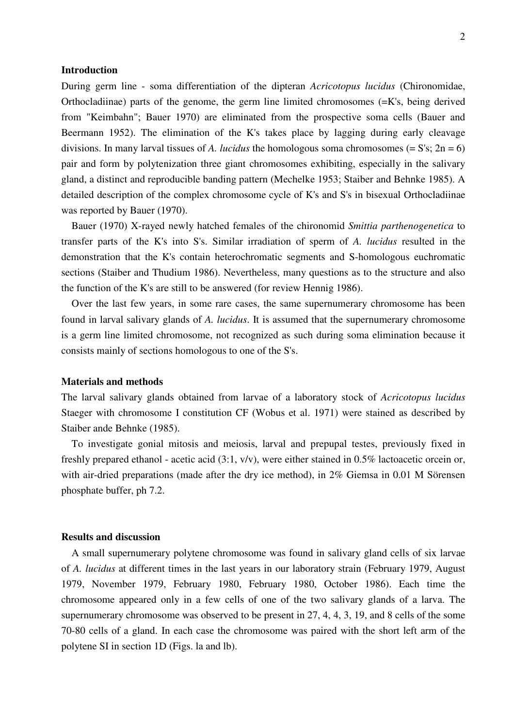## Introduction

During germ line - soma differentiation of the dipteran *Acricotopus lucidus* (Chironomidae, Orthocladiinae) parts of the genome, the germ line limited chromosomes (=K's, being derived from "Keimbahn"; Bauer 1970) are eliminated from the prospective soma cells (Bauer and Beermann 1952). The elimination of the K's takes place by lagging during early cleavage divisions. In many larval tissues of *A. lucidus* the homologous soma chromosomes (= S's; 2n = 6) pair and form by polytenization three giant chromosomes exhibiting, especially in the salivary gland, a distinct and reproducible banding pattern (Mechelke 1953; Staiber and Behnke 1985). A detailed description of the complex chromosome cycle of K's and S's in bisexual Orthocladiinae was reported by Bauer (1970).

Bauer (1970) X-rayed newly hatched females of the chironomid *Smittia parthenogenetica* to transfer parts of the K's into S's. Similar irradiation of sperm of *A. lucidus* resulted in the demonstration that the K's contain heterochromatic segments and S-homologous euchromatic sections (Staiber and Thudium 1986). Nevertheless, many questions as to the structure and also the function of the K's are still to be answered (for review Hennig 1986).

Over the last few years, in some rare cases, the same supernumerary chromosome has been found in larval salivary glands of *A. lucidus*. It is assumed that the supernumerary chromosome is a germ line limited chromosome, not recognized as such during soma elimination because it consists mainly of sections homologous to one of the S's.

## Materials and methods

The larval salivary glands obtained from larvae of a laboratory stock of *Acricotopus lucidus* Staeger with chromosome I constitution CF (Wobus et al. 1971) were stained as described by Staiber ande Behnke (1985).

To investigate gonial mitosis and meiosis, larval and prepupal testes, previously fixed in freshly prepared ethanol - acetic acid (3:1, v/v), were either stained in 0.5% lactoacetic orcein or, with air-dried preparations (made after the dry ice method), in 2% Giemsa in 0.01 M Sörensen phosphate buffer, ph 7.2.

## Results and discussion

A small supernumerary polytene chromosome was found in salivary gland cells of six larvae of *A. lucidus* at different times in the last years in our laboratory strain (February 1979, August 1979, November 1979, February 1980, February 1980, October 1986). Each time the chromosome appeared only in a few cells of one of the two salivary glands of a larva. The supernumerary chromosome was observed to be present in 27, 4, 4, 3, 19, and 8 cells of the some 70-80 cells of a gland. In each case the chromosome was paired with the short left arm of the polytene SI in section 1D (Figs. la and lb).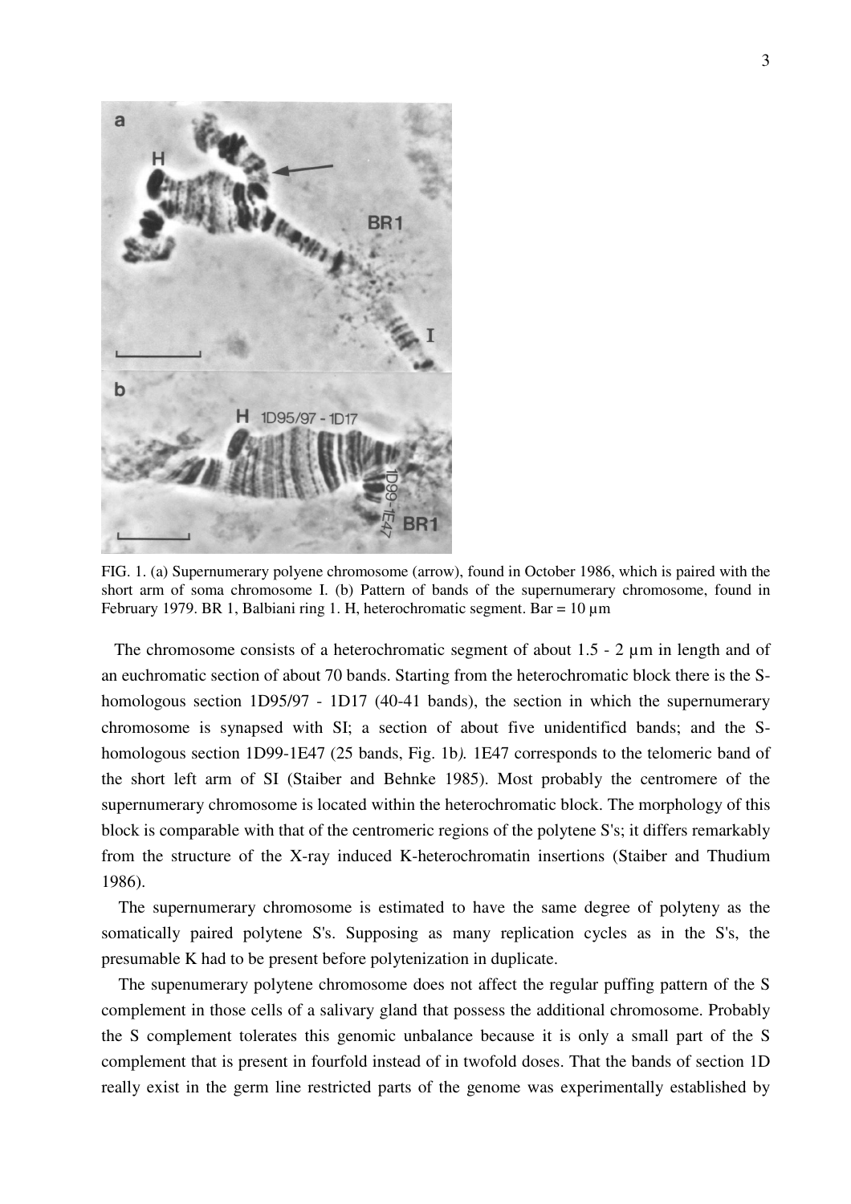FIG. 1. (a) Supernumerary polyene chromosome (arrow), found in October 1986, which is paired with the short arm of soma chromosome I. (b) Pattern of bands of the supernumerary chromosome, found in February 1979. BR 1, Balbiani ring 1. H, heterochromatic segment. Bar = 10 µm

The chromosome consists of a heterochromatic segment of about 1.5 - 2 µm in length and of an euchromatic section of about 70 bands. Starting from the heterochromatic block there is the S-homologous section 1D95/97 - 1D17 (40-41 bands), the section in which the supernumerary chromosome is synapsed with SI; a section of about five unidentificd bands; and the S-homologous section 1D99-1E47 (25 bands, Fig. 1b*).* 1E47 corresponds to the telomeric band of the short left arm of SI (Staiber and Behnke 1985). Most probably the centromere of the supernumerary chromosome is located within the heterochromatic block. The morphology of this block is comparable with that of the centromeric regions of the polytene S's; it differs remarkably from the structure of the X-ray induced K-heterochromatin insertions (Staiber and Thudium 1986).

The supernumerary chromosome is estimated to have the same degree of polyteny as the somatically paired polytene S's. Supposing as many replication cycles as in the S's, the presumable K had to be present before polytenization in duplicate.

The supenumerary polytene chromosome does not affect the regular puffing pattern of the S complement in those cells of a salivary gland that possess the additional chromosome. Probably the S complement tolerates this genomic unbalance because it is only a small part of the S complement that is present in fourfold instead of in twofold doses. That the bands of section 1D really exist in the germ line restricted parts of the genome was experimentally established by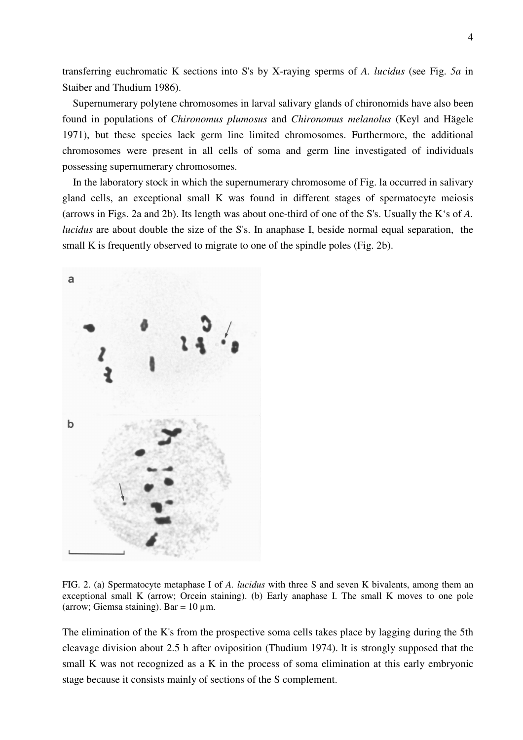transferring euchromatic K sections into S's by X-raying sperms of *A. lucidus* (see Fig. *5a* in Staiber and Thudium 1986).

Supernumerary polytene chromosomes in larval salivary glands of chironomids have also been found in populations of *Chironomus plumosus* and *Chironomus melanolus* (Keyl and Hägele 1971), but these species lack germ line limited chromosomes. Furthermore, the additional chromosomes were present in all cells of soma and germ line investigated of individuals possessing supernumerary chromosomes.

In the laboratory stock in which the supernumerary chromosome of Fig. la occurred in salivary gland cells, an exceptional small K was found in different stages of spermatocyte meiosis (arrows in Figs. 2a and 2b). Its length was about one-third of one of the S's. Usually the K's of *A. lucidus* are about double the size of the S's. In anaphase I, beside normal equal separation, the small K is frequently observed to migrate to one of the spindle poles (Fig. 2b).

FIG. 2. (a) Spermatocyte metaphase I of *A. lucidus* with three S and seven K bivalents, among them an exceptional small K (arrow; Orcein staining). (b) Early anaphase I. The small K moves to one pole (arrow; Giemsa staining). Bar = 10 µm.

The elimination of the K's from the prospective soma cells takes place by lagging during the 5th cleavage division about 2.5 h after oviposition (Thudium 1974). lt is strongly supposed that the small K was not recognized as a K in the process of soma elimination at this early embryonic stage because it consists mainly of sections of the S complement.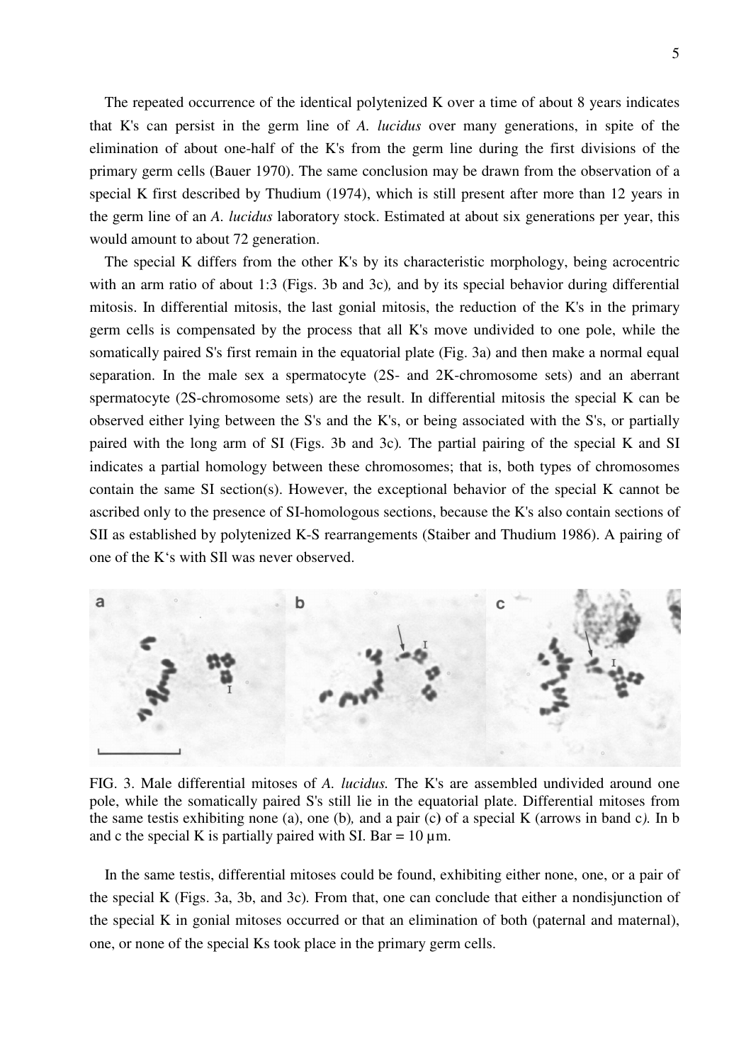The repeated occurrence of the identical polytenized K over a time of about 8 years indicates that K's can persist in the germ line of *A. lucidus* over many generations, in spite of the elimination of about one-half of the K's from the germ line during the first divisions of the primary germ cells (Bauer 1970). The same conclusion may be drawn from the observation of a special K first described by Thudium (1974), which is still present after more than 12 years in the germ line of an *A. lucidus* laboratory stock. Estimated at about six generations per year, this would amount to about 72 generation.

The special K differs from the other K's by its characteristic morphology, being acrocentric with an arm ratio of about 1:3 (Figs. 3b and 3c), and by its special behavior during differential mitosis. In differential mitosis, the last gonial mitosis, the reduction of the K's in the primary germ cells is compensated by the process that all K's move undivided to one pole, while the somatically paired S's first remain in the equatorial plate (Fig. 3a) and then make a normal equal separation. In the male sex a spermatocyte (2S- and 2K-chromosome sets) and an aberrant spermatocyte (2S-chromosome sets) are the result. In differential mitosis the special K can be observed either lying between the S's and the K's, or being associated with the S's, or partially paired with the long arm of SI (Figs. 3b and 3c). The partial pairing of the special K and SI indicates a partial homology between these chromosomes; that is, both types of chromosomes contain the same SI section(s). However, the exceptional behavior of the special K cannot be ascribed only to the presence of SI-homologous sections, because the K's also contain sections of SII as established by polytenized K-S rearrangements (Staiber and Thudium 1986). A pairing of one of the K's with SII was never observed.

FIG. 3. Male differential mitoses of *A. lucidus.* The K's are assembled undivided around one pole, while the somatically paired S's still lie in the equatorial plate. Differential mitoses from the same testis exhibiting none (a), one (b), and a pair (c) of a special K (arrows in band c). In b and c the special K is partially paired with SI. Bar = 10 µm.

In the same testis, differential mitoses could be found, exhibiting either none, one, or a pair of the special K (Figs. 3a, 3b, and 3c). From that, one can conclude that either a nondisjunction of the special K in gonial mitoses occurred or that an elimination of both (paternal and maternal), one, or none of the special Ks took place in the primary germ cells.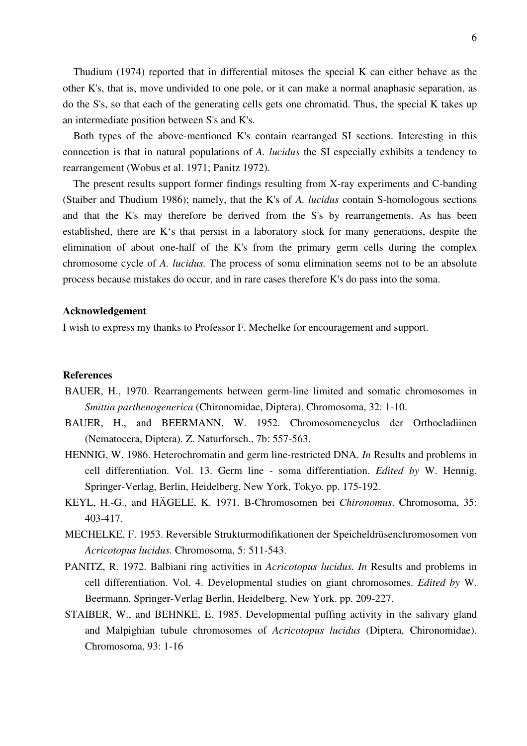Thudium (1974) reported that in differential mitoses the special K can either behave as the other K's, that is, move undivided to one pole, or it can make a normal anaphasic separation, as do the S's, so that each of the generating cells gets one chromatid. Thus, the special K takes up an intermediate position between S's and K's.

Both types of the above-mentioned K's contain rearranged SI sections. Interesting in this connection is that in natural populations of *A. lucidus* the SI especially exhibits a tendency to rearrangement (Wobus et al. 1971; Panitz 1972).

The present results support former findings resulting from X-ray experiments and C-banding (Staiber and Thudium 1986); namely, that the K's of *A. lucidus* contain S-homologous sections and that the K's may therefore be derived from the S's by rearrangements. As has been established, there are K‘s that persist in a laboratory stock for many generations, despite the elimination of about one-half of the K's from the primary germ cells during the complex chromosome cycle of *A. lucidus.* The process of soma elimination seems not to be an absolute process because mistakes do occur, and in rare cases therefore K's do pass into the soma.

**Acknowledgement**

I wish to express my thanks to Professor F. Mechelke for encouragement and support.

**References**

BAUER, H., 1970. Rearrangements between germ-line limited and somatic chromosomes in *Smittia parthenogenerica* (Chironomidae, Diptera). Chromosoma, 32: 1-10.

BAUER, H., and BEERMANN, W. 1952. Chromosomencyclus der Orthocladiinen (Nematocera, Diptera). Z. Naturforsch., 7b: 557-563.

HENNIG, W. 1986. Heterochromatin and germ line-restricted DNA. *In* Results and problems in cell differentiation. Vol. 13. Germ line - soma differentiation. *Edited by* W. Hennig. Springer-Verlag, Berlin, Heidelberg, New York, Tokyo. pp. 175-192.

KEYL, H.-G., and HÄGELE, K. 1971. B-Chromosomen bei *Chironomus*. Chromosoma, 35: 403-417.

MECHELKE, F. 1953. Reversible Strukturmodifikationen der Speicheldrüsenchromosomen von *Acricotopus lucidus.* Chromosoma, 5: 511-543.

PANITZ, R. 1972. Balbiani ring activities in *Acricotopus lucidus. In* Results and problems in cell differentiation. Vol. 4. Developmental studies on giant chromosomes. *Edited by* W. Beermann. Springer-Verlag Berlin, Heidelberg, New York. pp. 209-227.

STAIBER, W., and BEHNKE, E. 1985. Developmental puffing activity in the salivary gland and Malpighian tubule chromosomes of *Acricotopus lucidus* (Diptera, Chironomidae). Chromosoma, 93: 1-16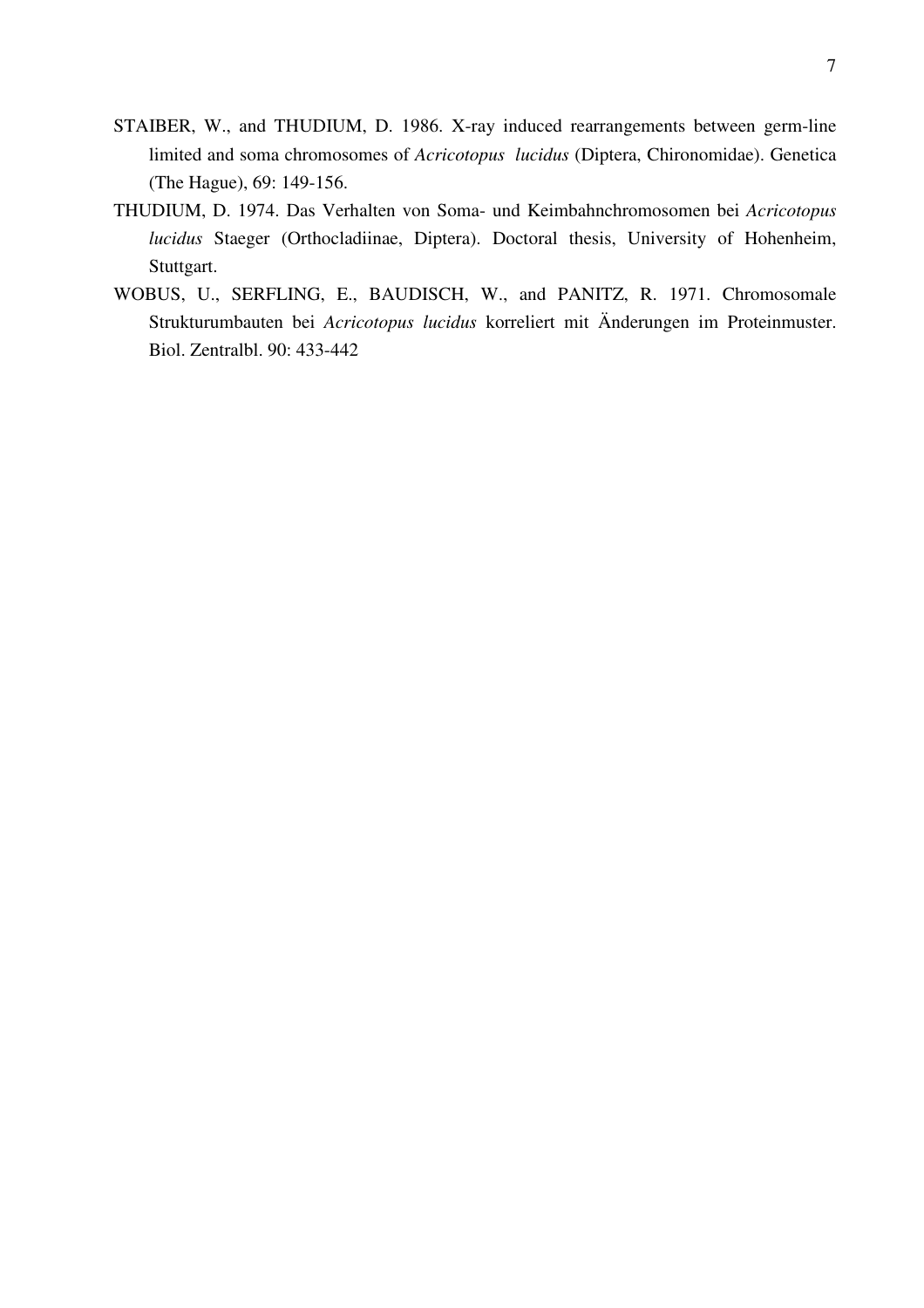STAIBER, W., and THUDIUM, D. 1986. X-ray induced rearrangements between germ-line limited and soma chromosomes of *Acricotopus lucidus* (Diptera, Chironomidae). Genetica (The Hague), 69: 149-156.

THUDIUM, D. 1974. Das Verhalten von Soma- und Keimbahnchromosomen bei *Acricotopus lucidus* Staeger (Orthocladiinae, Diptera). Doctoral thesis, University of Hohenheim, Stuttgart.

WOBUS, U., SERFLING, E., BAUDISCH, W., and PANITZ, R. 1971. Chromosomale Strukturumbauten bei *Acricotopus lucidus* korreliert mit Änderungen im Proteinmuster. Biol. Zentralbl. 90: 433-442